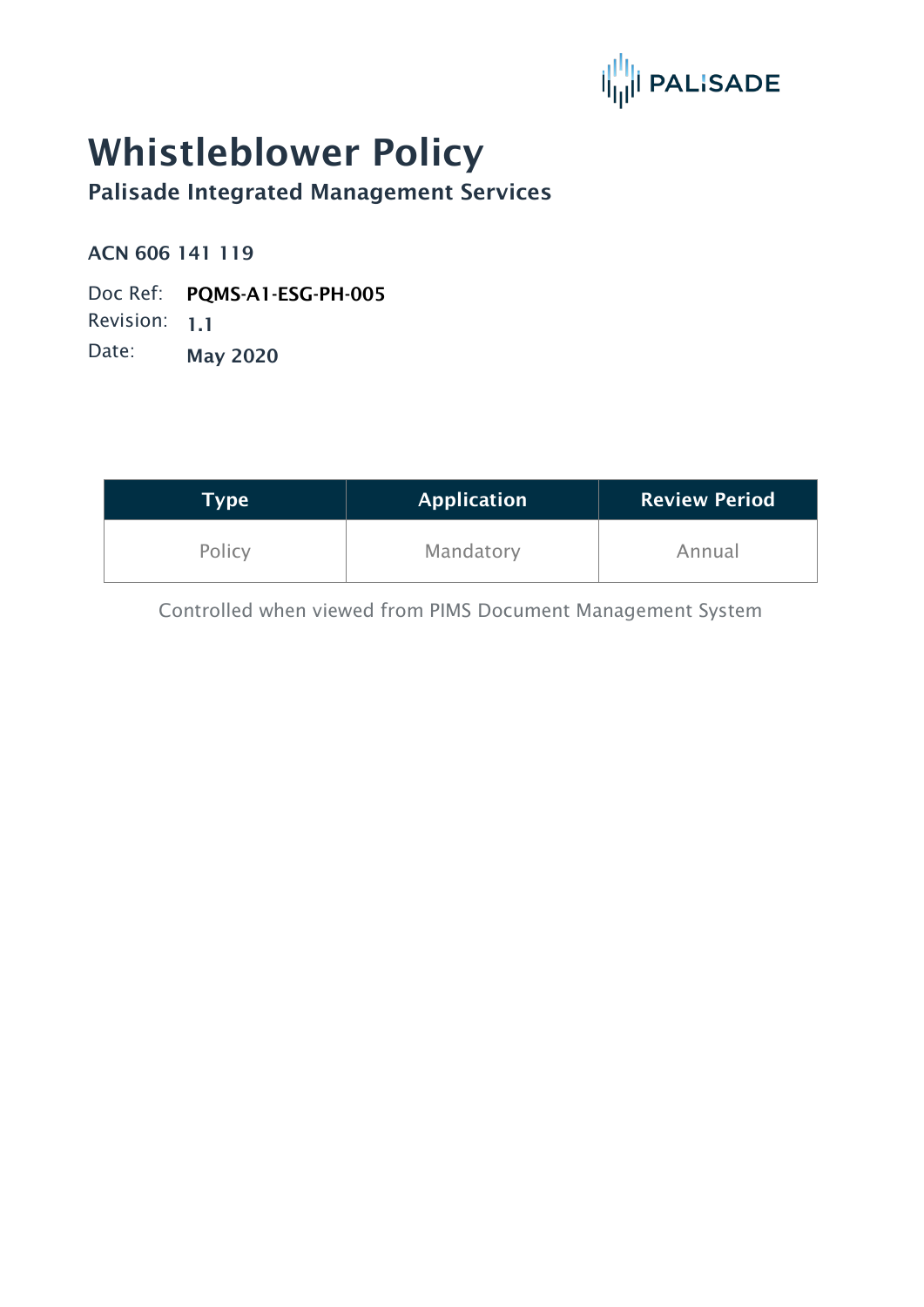PALISADE

# Whistleblower Policy

## Palisade Integrated Management Services

**ACN 606 141 119**

Doc Ref: **PQMS-A1-ESG-PH-005**
Revision: **1.1**
Date: **May 2020**

| Type | Application | Review Period |
| --- | --- | --- |
| Policy | Mandatory | Annual |

Controlled when viewed from PIMS Document Management System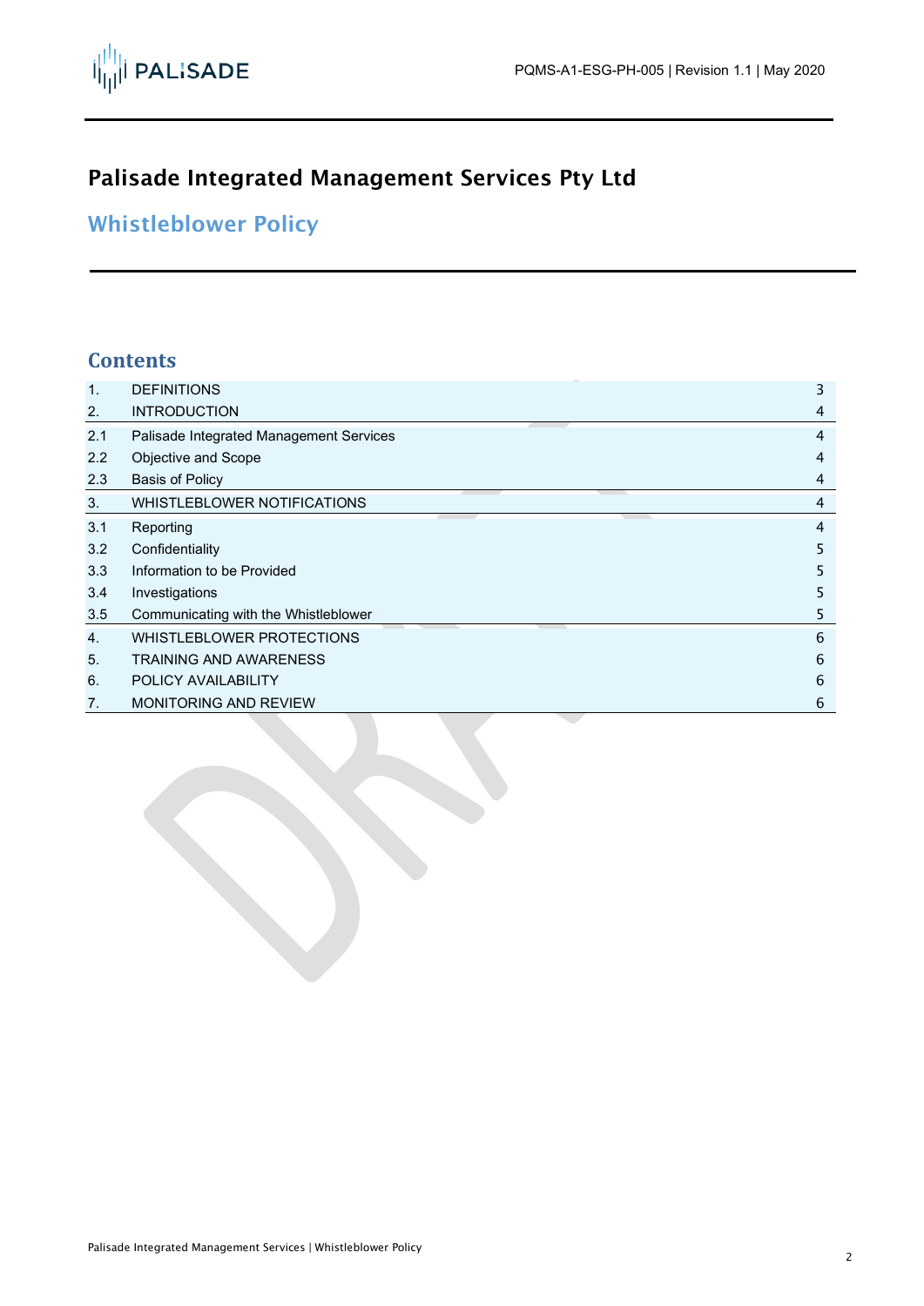# Palisade Integrated Management Services Pty Ltd

## Whistleblower Policy

## Contents

| | | |
|---|---|---|
| 1. | DEFINITIONS | 3 |
| 2. | INTRODUCTION | 4 |
| 2.1 | Palisade Integrated Management Services | 4 |
| 2.2 | Objective and Scope | 4 |
| 2.3 | Basis of Policy | 4 |
| 3. | WHISTLEBLOWER NOTIFICATIONS | 4 |
| 3.1 | Reporting | 4 |
| 3.2 | Confidentiality | 5 |
| 3.3 | Information to be Provided | 5 |
| 3.4 | Investigations | 5 |
| 3.5 | Communicating with the Whistleblower | 5 |
| 4. | WHISTLEBLOWER PROTECTIONS | 6 |
| 5. | TRAINING AND AWARENESS | 6 |
| 6. | POLICY AVAILABILITY | 6 |
| 7. | MONITORING AND REVIEW | 6 |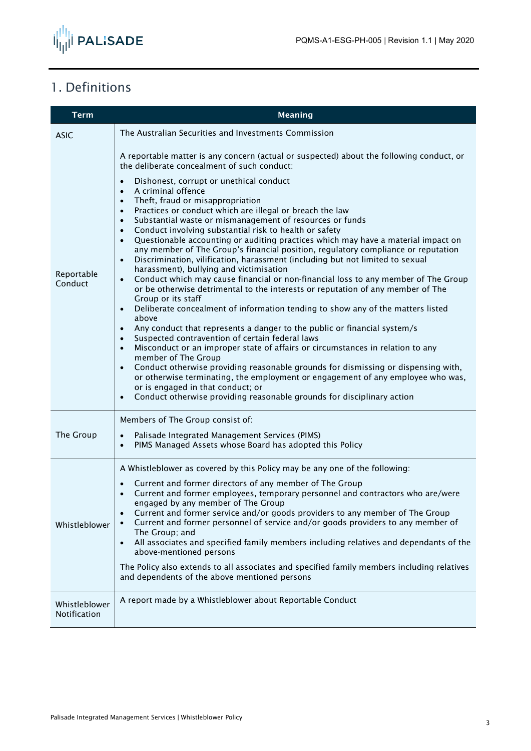# 1. Definitions

| Term | Meaning |
| --- | --- |
| ASIC | The Australian Securities and Investments Commission |
| Reportable Conduct | A reportable matter is any concern (actual or suspected) about the following conduct, or the deliberate concealment of such conduct:<br>• Dishonest, corrupt or unethical conduct<br>• A criminal offence<br>• Theft, fraud or misappropriation<br>• Practices or conduct which are illegal or breach the law<br>• Substantial waste or mismanagement of resources or funds<br>• Conduct involving substantial risk to health or safety<br>• Questionable accounting or auditing practices which may have a material impact on any member of The Group's financial position, regulatory compliance or reputation<br>• Discrimination, vilification, harassment (including but not limited to sexual harassment), bullying and victimisation<br>• Conduct which may cause financial or non-financial loss to any member of The Group or be otherwise detrimental to the interests or reputation of any member of The Group or its staff<br>• Deliberate concealment of information tending to show any of the matters listed above<br>• Any conduct that represents a danger to the public or financial system/s<br>• Suspected contravention of certain federal laws<br>• Misconduct or an improper state of affairs or circumstances in relation to any member of The Group<br>• Conduct otherwise providing reasonable grounds for dismissing or dispensing with, or otherwise terminating, the employment or engagement of any employee who was, or is engaged in that conduct; or<br>• Conduct otherwise providing reasonable grounds for disciplinary action |
| The Group | Members of The Group consist of:<br>• Palisade Integrated Management Services (PIMS)<br>• PIMS Managed Assets whose Board has adopted this Policy |
| Whistleblower | A Whistleblower as covered by this Policy may be any one of the following:<br>• Current and former directors of any member of The Group<br>• Current and former employees, temporary personnel and contractors who are/were engaged by any member of The Group<br>• Current and former service and/or goods providers to any member of The Group<br>• Current and former personnel of service and/or goods providers to any member of The Group; and<br>• All associates and specified family members including relatives and dependants of the above-mentioned persons<br>The Policy also extends to all associates and specified family members including relatives and dependents of the above mentioned persons |
| Whistleblower Notification | A report made by a Whistleblower about Reportable Conduct |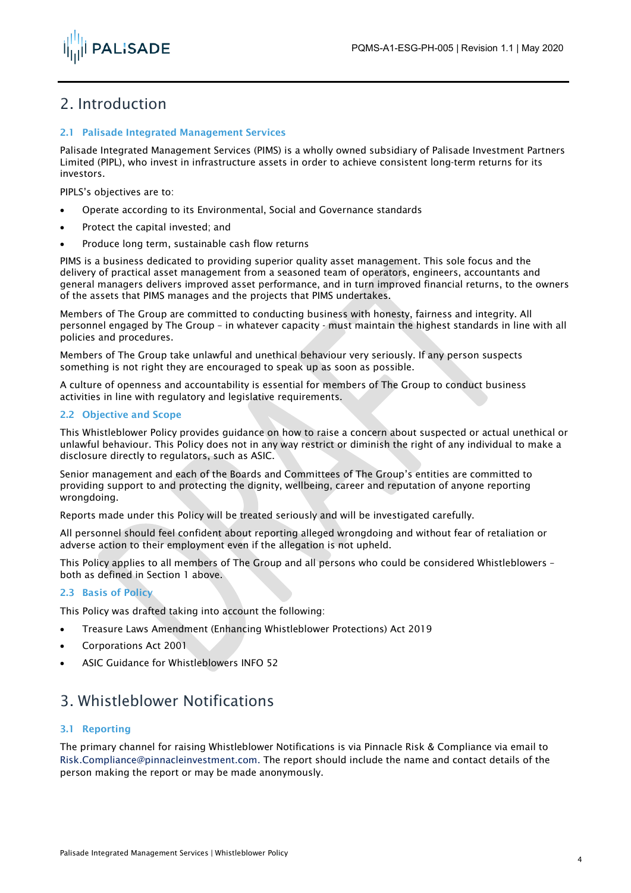# 2. Introduction

## 2.1 Palisade Integrated Management Services

Palisade Integrated Management Services (PIMS) is a wholly owned subsidiary of Palisade Investment Partners Limited (PIPL), who invest in infrastructure assets in order to achieve consistent long-term returns for its investors.

PIPLS's objectives are to:

- Operate according to its Environmental, Social and Governance standards
- Protect the capital invested; and
- Produce long term, sustainable cash flow returns

PIMS is a business dedicated to providing superior quality asset management. This sole focus and the delivery of practical asset management from a seasoned team of operators, engineers, accountants and general managers delivers improved asset performance, and in turn improved financial returns, to the owners of the assets that PIMS manages and the projects that PIMS undertakes.

Members of The Group are committed to conducting business with honesty, fairness and integrity. All personnel engaged by The Group – in whatever capacity - must maintain the highest standards in line with all policies and procedures.

Members of The Group take unlawful and unethical behaviour very seriously. If any person suspects something is not right they are encouraged to speak up as soon as possible.

A culture of openness and accountability is essential for members of The Group to conduct business activities in line with regulatory and legislative requirements.

## 2.2 Objective and Scope

This Whistleblower Policy provides guidance on how to raise a concern about suspected or actual unethical or unlawful behaviour. This Policy does not in any way restrict or diminish the right of any individual to make a disclosure directly to regulators, such as ASIC.

Senior management and each of the Boards and Committees of The Group's entities are committed to providing support to and protecting the dignity, wellbeing, career and reputation of anyone reporting wrongdoing.

Reports made under this Policy will be treated seriously and will be investigated carefully.

All personnel should feel confident about reporting alleged wrongdoing and without fear of retaliation or adverse action to their employment even if the allegation is not upheld.

This Policy applies to all members of The Group and all persons who could be considered Whistleblowers – both as defined in Section 1 above.

## 2.3 Basis of Policy

This Policy was drafted taking into account the following:

- Treasure Laws Amendment (Enhancing Whistleblower Protections) Act 2019
- Corporations Act 2001
- ASIC Guidance for Whistleblowers INFO 52

# 3. Whistleblower Notifications

## 3.1 Reporting

The primary channel for raising Whistleblower Notifications is via Pinnacle Risk & Compliance via email to Risk.Compliance@pinnacleinvestment.com. The report should include the name and contact details of the person making the report or may be made anonymously.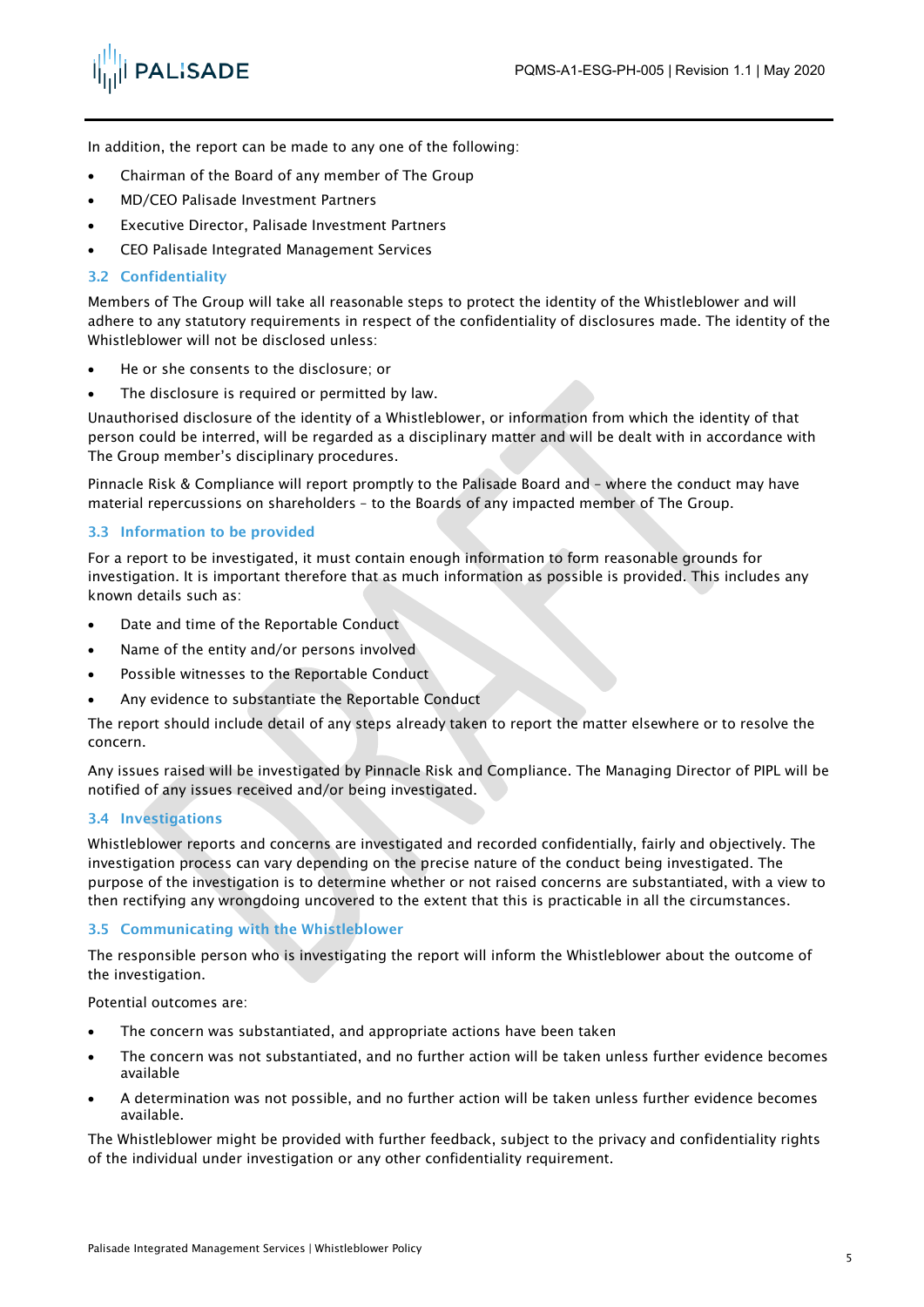In addition, the report can be made to any one of the following:

- Chairman of the Board of any member of The Group
- MD/CEO Palisade Investment Partners
- Executive Director, Palisade Investment Partners
- CEO Palisade Integrated Management Services

### 3.2 Confidentiality

Members of The Group will take all reasonable steps to protect the identity of the Whistleblower and will adhere to any statutory requirements in respect of the confidentiality of disclosures made. The identity of the Whistleblower will not be disclosed unless:

- He or she consents to the disclosure; or
- The disclosure is required or permitted by law.

Unauthorised disclosure of the identity of a Whistleblower, or information from which the identity of that person could be interred, will be regarded as a disciplinary matter and will be dealt with in accordance with The Group member's disciplinary procedures.

Pinnacle Risk & Compliance will report promptly to the Palisade Board and – where the conduct may have material repercussions on shareholders – to the Boards of any impacted member of The Group.

### 3.3 Information to be provided

For a report to be investigated, it must contain enough information to form reasonable grounds for investigation. It is important therefore that as much information as possible is provided. This includes any known details such as:

- Date and time of the Reportable Conduct
- Name of the entity and/or persons involved
- Possible witnesses to the Reportable Conduct
- Any evidence to substantiate the Reportable Conduct

The report should include detail of any steps already taken to report the matter elsewhere or to resolve the concern.

Any issues raised will be investigated by Pinnacle Risk and Compliance. The Managing Director of PIPL will be notified of any issues received and/or being investigated.

### 3.4 Investigations

Whistleblower reports and concerns are investigated and recorded confidentially, fairly and objectively. The investigation process can vary depending on the precise nature of the conduct being investigated. The purpose of the investigation is to determine whether or not raised concerns are substantiated, with a view to then rectifying any wrongdoing uncovered to the extent that this is practicable in all the circumstances.

### 3.5 Communicating with the Whistleblower

The responsible person who is investigating the report will inform the Whistleblower about the outcome of the investigation.

Potential outcomes are:

- The concern was substantiated, and appropriate actions have been taken
- The concern was not substantiated, and no further action will be taken unless further evidence becomes available
- A determination was not possible, and no further action will be taken unless further evidence becomes available.

The Whistleblower might be provided with further feedback, subject to the privacy and confidentiality rights of the individual under investigation or any other confidentiality requirement.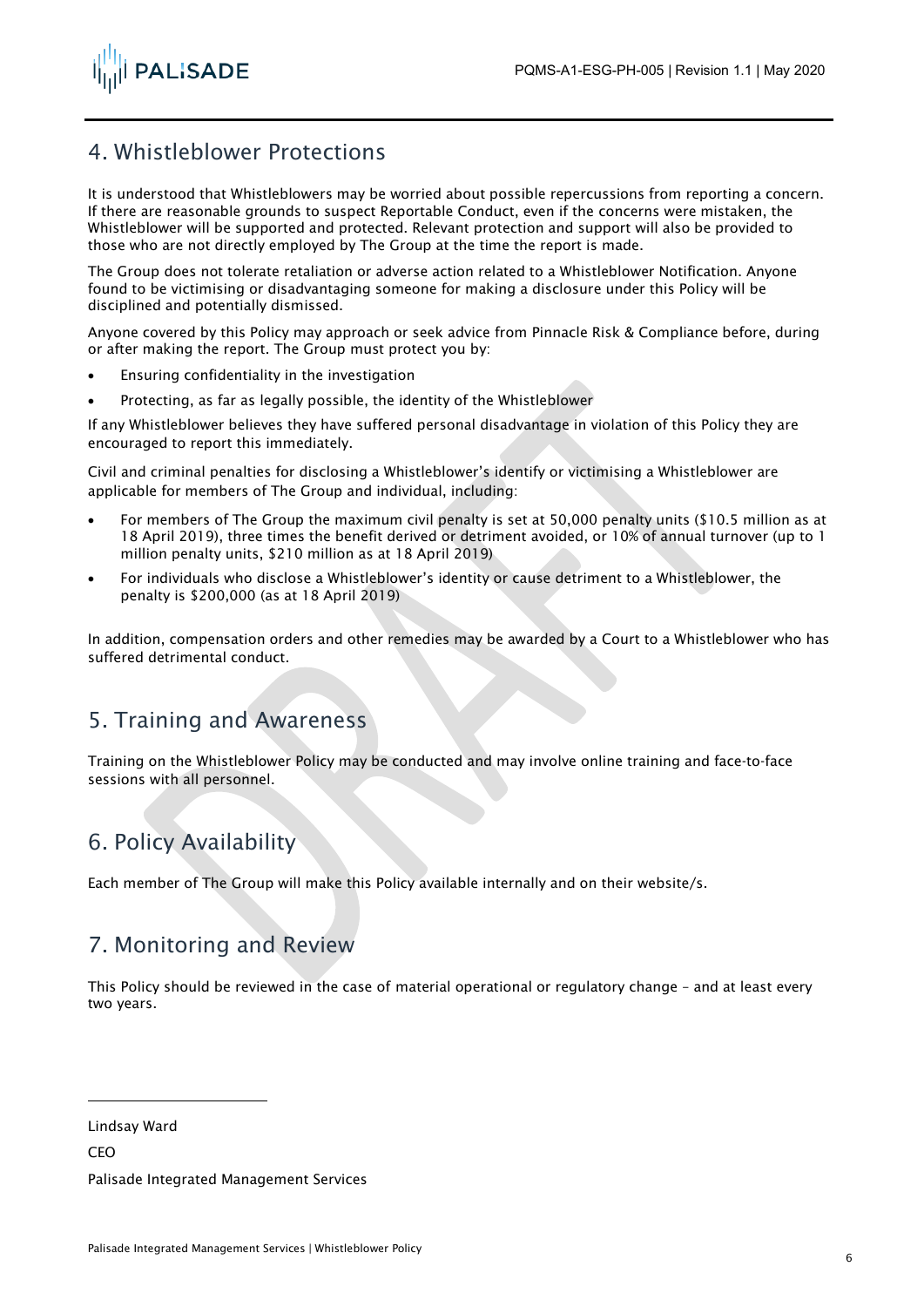## 4. Whistleblower Protections

It is understood that Whistleblowers may be worried about possible repercussions from reporting a concern. If there are reasonable grounds to suspect Reportable Conduct, even if the concerns were mistaken, the Whistleblower will be supported and protected. Relevant protection and support will also be provided to those who are not directly employed by The Group at the time the report is made.

The Group does not tolerate retaliation or adverse action related to a Whistleblower Notification. Anyone found to be victimising or disadvantaging someone for making a disclosure under this Policy will be disciplined and potentially dismissed.

Anyone covered by this Policy may approach or seek advice from Pinnacle Risk & Compliance before, during or after making the report. The Group must protect you by:

- Ensuring confidentiality in the investigation
- Protecting, as far as legally possible, the identity of the Whistleblower

If any Whistleblower believes they have suffered personal disadvantage in violation of this Policy they are encouraged to report this immediately.

Civil and criminal penalties for disclosing a Whistleblower's identify or victimising a Whistleblower are applicable for members of The Group and individual, including:

- For members of The Group the maximum civil penalty is set at 50,000 penalty units ($10.5 million as at 18 April 2019), three times the benefit derived or detriment avoided, or 10% of annual turnover (up to 1 million penalty units, $210 million as at 18 April 2019)
- For individuals who disclose a Whistleblower's identity or cause detriment to a Whistleblower, the penalty is $200,000 (as at 18 April 2019)

In addition, compensation orders and other remedies may be awarded by a Court to a Whistleblower who has suffered detrimental conduct.

## 5. Training and Awareness

Training on the Whistleblower Policy may be conducted and may involve online training and face-to-face sessions with all personnel.

## 6. Policy Availability

Each member of The Group will make this Policy available internally and on their website/s.

## 7. Monitoring and Review

This Policy should be reviewed in the case of material operational or regulatory change – and at least every two years.

Lindsay Ward

CEO

Palisade Integrated Management Services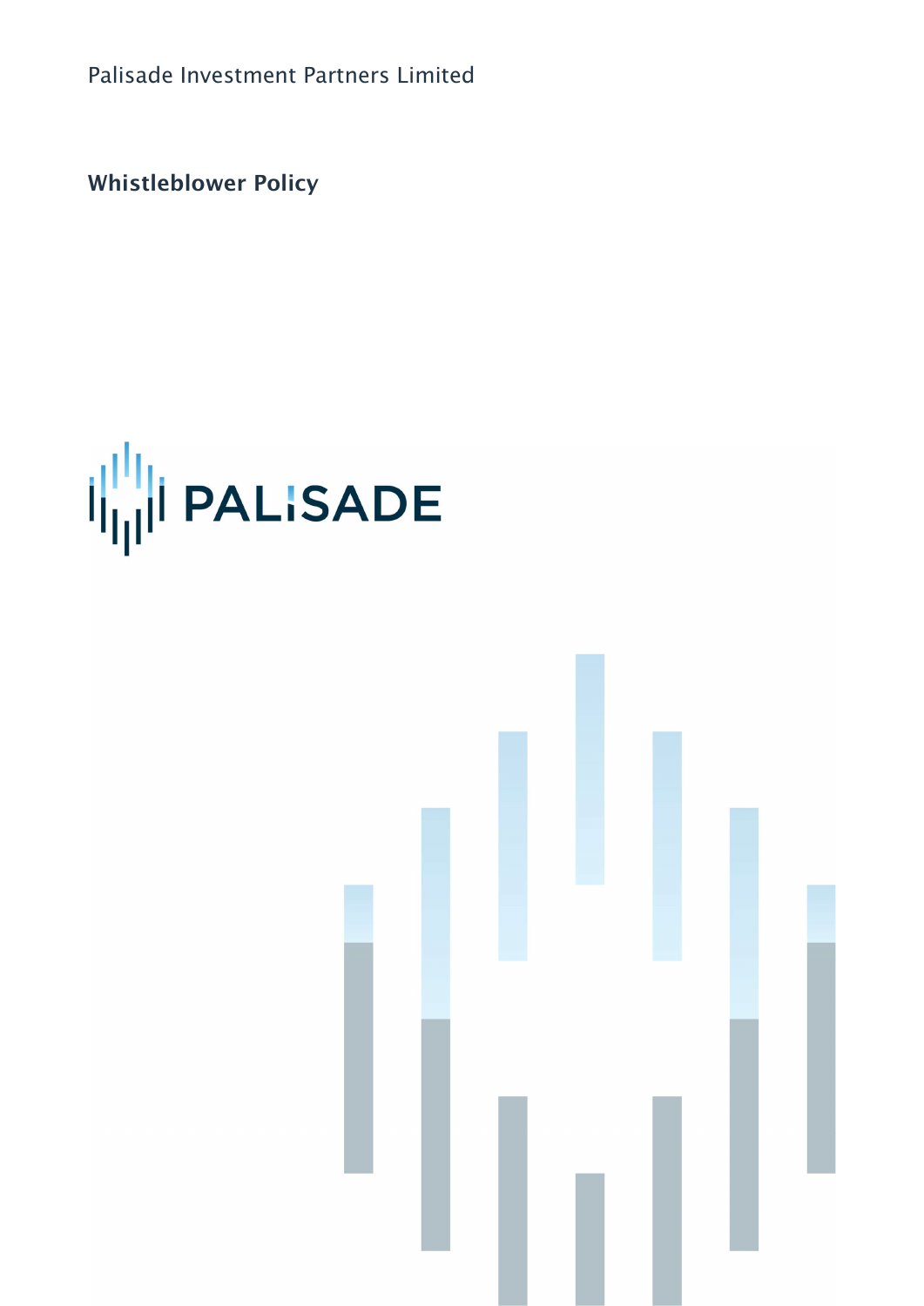Palisade Investment Partners Limited

**Whistleblower Policy**

PALISADE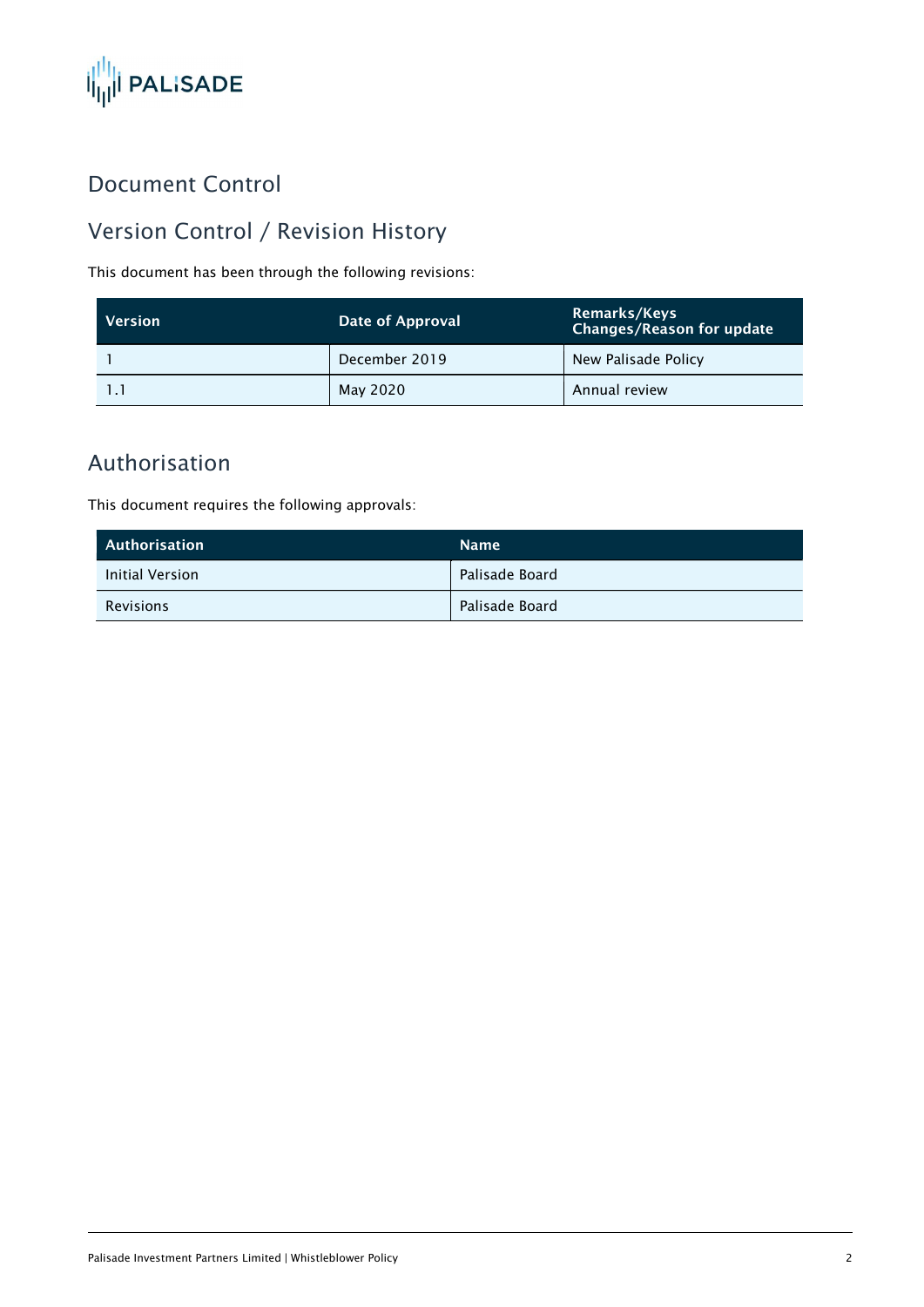# Document Control

## Version Control / Revision History

This document has been through the following revisions:

| Version | Date of Approval | Remarks/Keys Changes/Reason for update |
|---|---|---|
| 1 | December 2019 | New Palisade Policy |
| 1.1 | May 2020 | Annual review |

## Authorisation

This document requires the following approvals:

| Authorisation | Name |
|---|---|
| Initial Version | Palisade Board |
| Revisions | Palisade Board |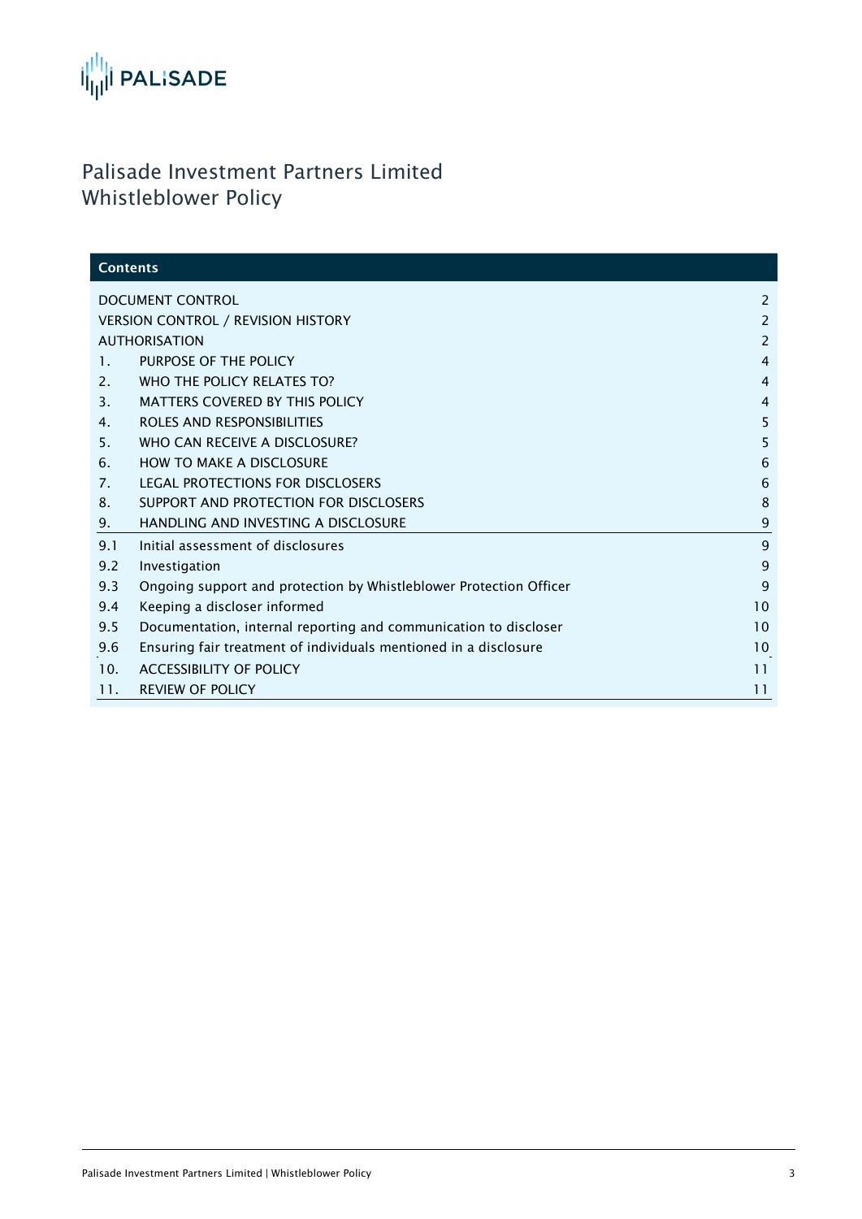# Palisade Investment Partners Limited
# Whistleblower Policy

| Contents | | |
|---|---|---|
| DOCUMENT CONTROL | | 2 |
| VERSION CONTROL / REVISION HISTORY | | 2 |
| AUTHORISATION | | 2 |
| 1. | PURPOSE OF THE POLICY | 4 |
| 2. | WHO THE POLICY RELATES TO? | 4 |
| 3. | MATTERS COVERED BY THIS POLICY | 4 |
| 4. | ROLES AND RESPONSIBILITIES | 5 |
| 5. | WHO CAN RECEIVE A DISCLOSURE? | 5 |
| 6. | HOW TO MAKE A DISCLOSURE | 6 |
| 7. | LEGAL PROTECTIONS FOR DISCLOSERS | 6 |
| 8. | SUPPORT AND PROTECTION FOR DISCLOSERS | 8 |
| 9. | HANDLING AND INVESTING A DISCLOSURE | 9 |
| 9.1 | Initial assessment of disclosures | 9 |
| 9.2 | Investigation | 9 |
| 9.3 | Ongoing support and protection by Whistleblower Protection Officer | 9 |
| 9.4 | Keeping a discloser informed | 10 |
| 9.5 | Documentation, internal reporting and communication to discloser | 10 |
| 9.6 | Ensuring fair treatment of individuals mentioned in a disclosure | 10 |
| 10. | ACCESSIBILITY OF POLICY | 11 |
| 11. | REVIEW OF POLICY | 11 |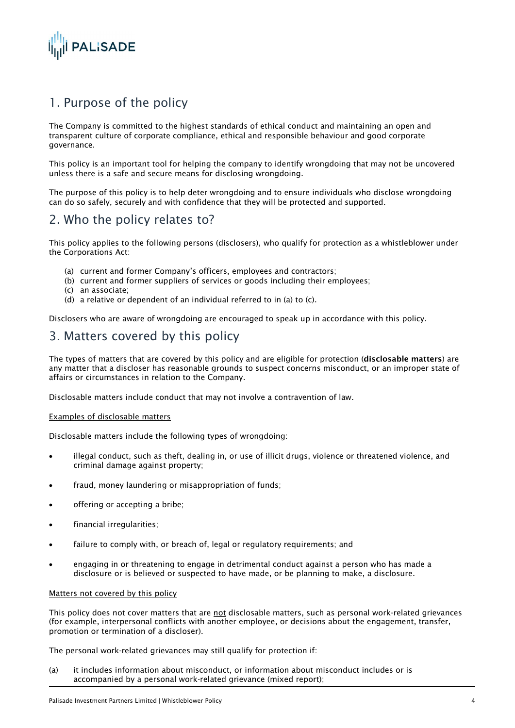## 1. Purpose of the policy

The Company is committed to the highest standards of ethical conduct and maintaining an open and transparent culture of corporate compliance, ethical and responsible behaviour and good corporate governance.

This policy is an important tool for helping the company to identify wrongdoing that may not be uncovered unless there is a safe and secure means for disclosing wrongdoing.

The purpose of this policy is to help deter wrongdoing and to ensure individuals who disclose wrongdoing can do so safely, securely and with confidence that they will be protected and supported.

## 2. Who the policy relates to?

This policy applies to the following persons (disclosers), who qualify for protection as a whistleblower under the Corporations Act:

(a) current and former Company's officers, employees and contractors;
(b) current and former suppliers of services or goods including their employees;
(c) an associate;
(d) a relative or dependent of an individual referred to in (a) to (c).

Disclosers who are aware of wrongdoing are encouraged to speak up in accordance with this policy.

## 3. Matters covered by this policy

The types of matters that are covered by this policy and are eligible for protection (**disclosable matters**) are any matter that a discloser has reasonable grounds to suspect concerns misconduct, or an improper state of affairs or circumstances in relation to the Company.

Disclosable matters include conduct that may not involve a contravention of law.

<u>Examples of disclosable matters</u>

Disclosable matters include the following types of wrongdoing:

- illegal conduct, such as theft, dealing in, or use of illicit drugs, violence or threatened violence, and criminal damage against property;
- fraud, money laundering or misappropriation of funds;
- offering or accepting a bribe;
- financial irregularities;
- failure to comply with, or breach of, legal or regulatory requirements; and
- engaging in or threatening to engage in detrimental conduct against a person who has made a disclosure or is believed or suspected to have made, or be planning to make, a disclosure.

<u>Matters not covered by this policy</u>

This policy does not cover matters that are <u>not</u> disclosable matters, such as personal work-related grievances (for example, interpersonal conflicts with another employee, or decisions about the engagement, transfer, promotion or termination of a discloser).

The personal work-related grievances may still qualify for protection if:

(a) it includes information about misconduct, or information about misconduct includes or is accompanied by a personal work-related grievance (mixed report);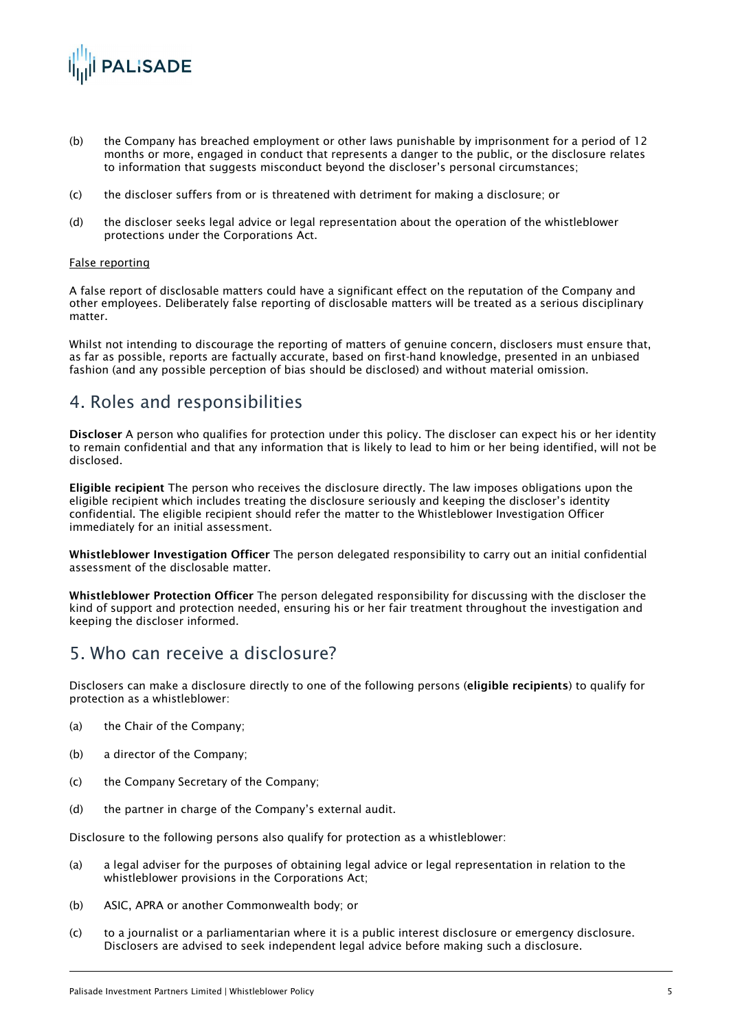(b) the Company has breached employment or other laws punishable by imprisonment for a period of 12 months or more, engaged in conduct that represents a danger to the public, or the disclosure relates to information that suggests misconduct beyond the discloser's personal circumstances;

(c) the discloser suffers from or is threatened with detriment for making a disclosure; or

(d) the discloser seeks legal advice or legal representation about the operation of the whistleblower protections under the Corporations Act.

False reporting

A false report of disclosable matters could have a significant effect on the reputation of the Company and other employees. Deliberately false reporting of disclosable matters will be treated as a serious disciplinary matter.

Whilst not intending to discourage the reporting of matters of genuine concern, disclosers must ensure that, as far as possible, reports are factually accurate, based on first-hand knowledge, presented in an unbiased fashion (and any possible perception of bias should be disclosed) and without material omission.

## 4. Roles and responsibilities

**Discloser** A person who qualifies for protection under this policy. The discloser can expect his or her identity to remain confidential and that any information that is likely to lead to him or her being identified, will not be disclosed.

**Eligible recipient** The person who receives the disclosure directly. The law imposes obligations upon the eligible recipient which includes treating the disclosure seriously and keeping the discloser's identity confidential. The eligible recipient should refer the matter to the Whistleblower Investigation Officer immediately for an initial assessment.

**Whistleblower Investigation Officer** The person delegated responsibility to carry out an initial confidential assessment of the disclosable matter.

**Whistleblower Protection Officer** The person delegated responsibility for discussing with the discloser the kind of support and protection needed, ensuring his or her fair treatment throughout the investigation and keeping the discloser informed.

## 5. Who can receive a disclosure?

Disclosers can make a disclosure directly to one of the following persons (**eligible recipients**) to qualify for protection as a whistleblower:

(a) the Chair of the Company;

(b) a director of the Company;

(c) the Company Secretary of the Company;

(d) the partner in charge of the Company's external audit.

Disclosure to the following persons also qualify for protection as a whistleblower:

(a) a legal adviser for the purposes of obtaining legal advice or legal representation in relation to the whistleblower provisions in the Corporations Act;

(b) ASIC, APRA or another Commonwealth body; or

(c) to a journalist or a parliamentarian where it is a public interest disclosure or emergency disclosure. Disclosers are advised to seek independent legal advice before making such a disclosure.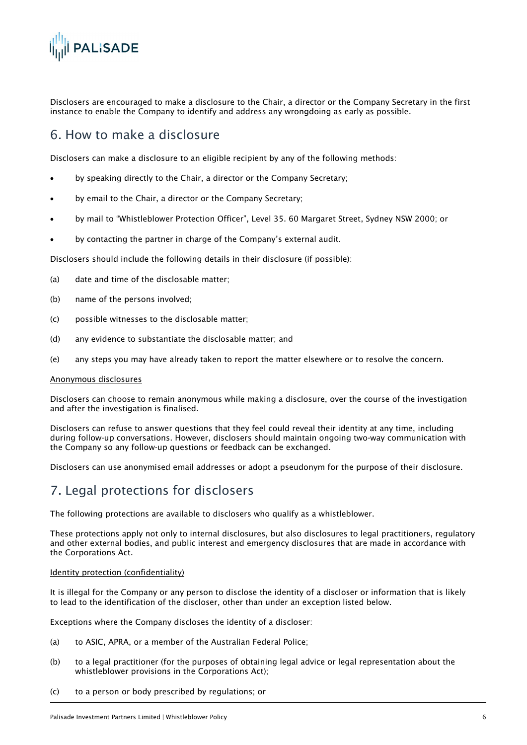Disclosers are encouraged to make a disclosure to the Chair, a director or the Company Secretary in the first instance to enable the Company to identify and address any wrongdoing as early as possible.

## 6. How to make a disclosure

Disclosers can make a disclosure to an eligible recipient by any of the following methods:

- by speaking directly to the Chair, a director or the Company Secretary;
- by email to the Chair, a director or the Company Secretary;
- by mail to "Whistleblower Protection Officer", Level 35. 60 Margaret Street, Sydney NSW 2000; or
- by contacting the partner in charge of the Company's external audit.

Disclosers should include the following details in their disclosure (if possible):

(a) date and time of the disclosable matter;

(b) name of the persons involved;

(c) possible witnesses to the disclosable matter;

(d) any evidence to substantiate the disclosable matter; and

(e) any steps you may have already taken to report the matter elsewhere or to resolve the concern.

Anonymous disclosures

Disclosers can choose to remain anonymous while making a disclosure, over the course of the investigation and after the investigation is finalised.

Disclosers can refuse to answer questions that they feel could reveal their identity at any time, including during follow-up conversations. However, disclosers should maintain ongoing two-way communication with the Company so any follow-up questions or feedback can be exchanged.

Disclosers can use anonymised email addresses or adopt a pseudonym for the purpose of their disclosure.

## 7. Legal protections for disclosers

The following protections are available to disclosers who qualify as a whistleblower.

These protections apply not only to internal disclosures, but also disclosures to legal practitioners, regulatory and other external bodies, and public interest and emergency disclosures that are made in accordance with the Corporations Act.

Identity protection (confidentiality)

It is illegal for the Company or any person to disclose the identity of a discloser or information that is likely to lead to the identification of the discloser, other than under an exception listed below.

Exceptions where the Company discloses the identity of a discloser:

(a) to ASIC, APRA, or a member of the Australian Federal Police;

(b) to a legal practitioner (for the purposes of obtaining legal advice or legal representation about the whistleblower provisions in the Corporations Act);

(c) to a person or body prescribed by regulations; or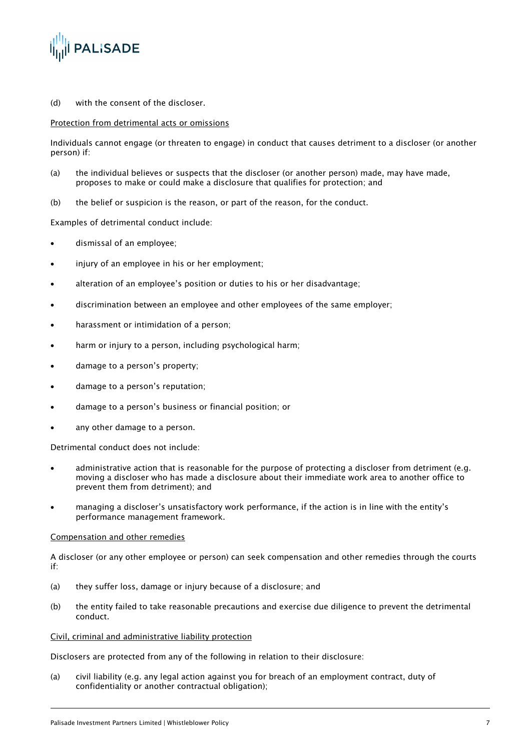(d) with the consent of the discloser.

Protection from detrimental acts or omissions

Individuals cannot engage (or threaten to engage) in conduct that causes detriment to a discloser (or another person) if:

(a) the individual believes or suspects that the discloser (or another person) made, may have made, proposes to make or could make a disclosure that qualifies for protection; and

(b) the belief or suspicion is the reason, or part of the reason, for the conduct.

Examples of detrimental conduct include:

- dismissal of an employee;
- injury of an employee in his or her employment;
- alteration of an employee's position or duties to his or her disadvantage;
- discrimination between an employee and other employees of the same employer;
- harassment or intimidation of a person;
- harm or injury to a person, including psychological harm;
- damage to a person's property;
- damage to a person's reputation;
- damage to a person's business or financial position; or
- any other damage to a person.

Detrimental conduct does not include:

- administrative action that is reasonable for the purpose of protecting a discloser from detriment (e.g. moving a discloser who has made a disclosure about their immediate work area to another office to prevent them from detriment); and
- managing a discloser's unsatisfactory work performance, if the action is in line with the entity's performance management framework.

Compensation and other remedies

A discloser (or any other employee or person) can seek compensation and other remedies through the courts if:

(a) they suffer loss, damage or injury because of a disclosure; and

(b) the entity failed to take reasonable precautions and exercise due diligence to prevent the detrimental conduct.

Civil, criminal and administrative liability protection

Disclosers are protected from any of the following in relation to their disclosure:

(a) civil liability (e.g. any legal action against you for breach of an employment contract, duty of confidentiality or another contractual obligation);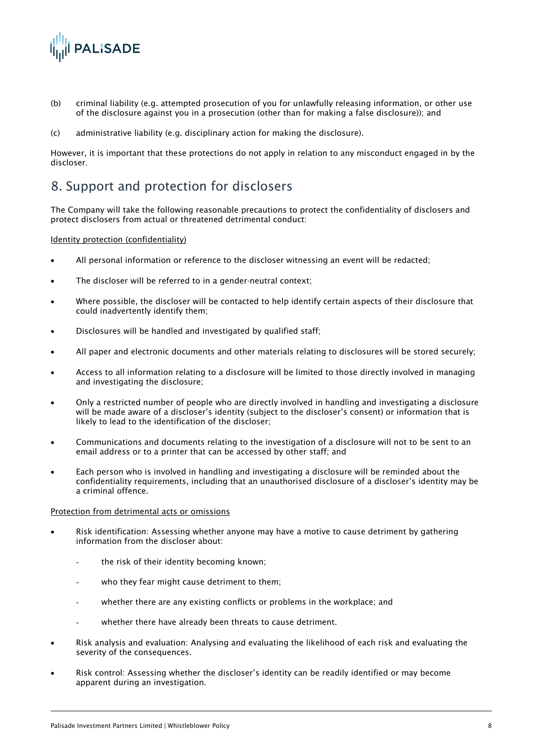(b) criminal liability (e.g. attempted prosecution of you for unlawfully releasing information, or other use of the disclosure against you in a prosecution (other than for making a false disclosure)); and

(c) administrative liability (e.g. disciplinary action for making the disclosure).

However, it is important that these protections do not apply in relation to any misconduct engaged in by the discloser.

## 8. Support and protection for disclosers

The Company will take the following reasonable precautions to protect the confidentiality of disclosers and protect disclosers from actual or threatened detrimental conduct:

Identity protection (confidentiality)

- All personal information or reference to the discloser witnessing an event will be redacted;
- The discloser will be referred to in a gender-neutral context;
- Where possible, the discloser will be contacted to help identify certain aspects of their disclosure that could inadvertently identify them;
- Disclosures will be handled and investigated by qualified staff;
- All paper and electronic documents and other materials relating to disclosures will be stored securely;
- Access to all information relating to a disclosure will be limited to those directly involved in managing and investigating the disclosure;
- Only a restricted number of people who are directly involved in handling and investigating a disclosure will be made aware of a discloser's identity (subject to the discloser's consent) or information that is likely to lead to the identification of the discloser;
- Communications and documents relating to the investigation of a disclosure will not to be sent to an email address or to a printer that can be accessed by other staff; and
- Each person who is involved in handling and investigating a disclosure will be reminded about the confidentiality requirements, including that an unauthorised disclosure of a discloser's identity may be a criminal offence.

Protection from detrimental acts or omissions

- Risk identification: Assessing whether anyone may have a motive to cause detriment by gathering information from the discloser about:
  - the risk of their identity becoming known;
  - who they fear might cause detriment to them;
  - whether there are any existing conflicts or problems in the workplace; and
  - whether there have already been threats to cause detriment.
- Risk analysis and evaluation: Analysing and evaluating the likelihood of each risk and evaluating the severity of the consequences.
- Risk control: Assessing whether the discloser's identity can be readily identified or may become apparent during an investigation.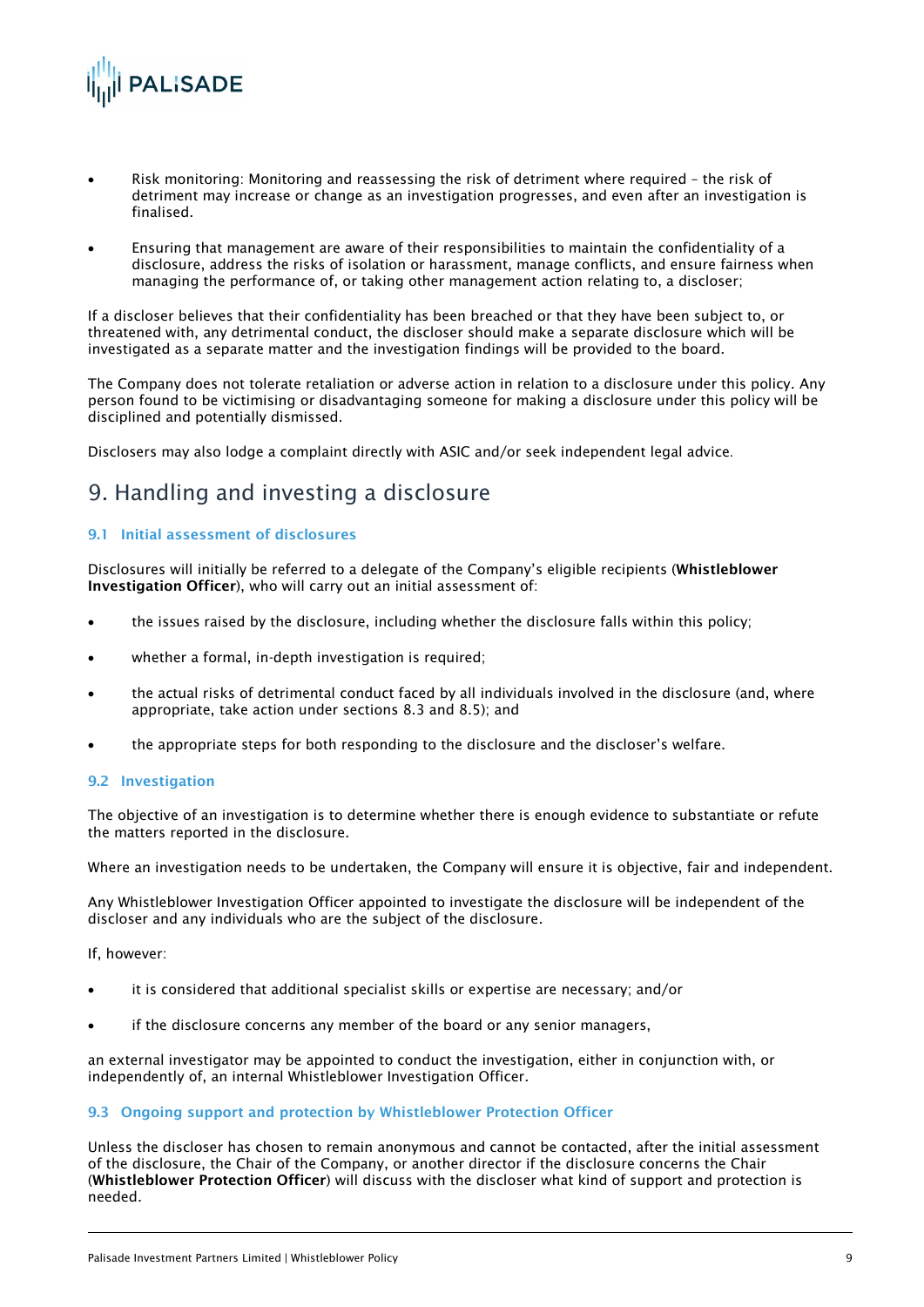- Risk monitoring: Monitoring and reassessing the risk of detriment where required – the risk of detriment may increase or change as an investigation progresses, and even after an investigation is finalised.
- Ensuring that management are aware of their responsibilities to maintain the confidentiality of a disclosure, address the risks of isolation or harassment, manage conflicts, and ensure fairness when managing the performance of, or taking other management action relating to, a discloser;

If a discloser believes that their confidentiality has been breached or that they have been subject to, or threatened with, any detrimental conduct, the discloser should make a separate disclosure which will be investigated as a separate matter and the investigation findings will be provided to the board.

The Company does not tolerate retaliation or adverse action in relation to a disclosure under this policy. Any person found to be victimising or disadvantaging someone for making a disclosure under this policy will be disciplined and potentially dismissed.

Disclosers may also lodge a complaint directly with ASIC and/or seek independent legal advice.

# 9. Handling and investing a disclosure

### 9.1 Initial assessment of disclosures

Disclosures will initially be referred to a delegate of the Company's eligible recipients (**Whistleblower Investigation Officer**), who will carry out an initial assessment of:

- the issues raised by the disclosure, including whether the disclosure falls within this policy;
- whether a formal, in-depth investigation is required;
- the actual risks of detrimental conduct faced by all individuals involved in the disclosure (and, where appropriate, take action under sections 8.3 and 8.5); and
- the appropriate steps for both responding to the disclosure and the discloser's welfare.

### 9.2 Investigation

The objective of an investigation is to determine whether there is enough evidence to substantiate or refute the matters reported in the disclosure.

Where an investigation needs to be undertaken, the Company will ensure it is objective, fair and independent.

Any Whistleblower Investigation Officer appointed to investigate the disclosure will be independent of the discloser and any individuals who are the subject of the disclosure.

If, however:

- it is considered that additional specialist skills or expertise are necessary; and/or
- if the disclosure concerns any member of the board or any senior managers,

an external investigator may be appointed to conduct the investigation, either in conjunction with, or independently of, an internal Whistleblower Investigation Officer.

### 9.3 Ongoing support and protection by Whistleblower Protection Officer

Unless the discloser has chosen to remain anonymous and cannot be contacted, after the initial assessment of the disclosure, the Chair of the Company, or another director if the disclosure concerns the Chair (**Whistleblower Protection Officer**) will discuss with the discloser what kind of support and protection is needed.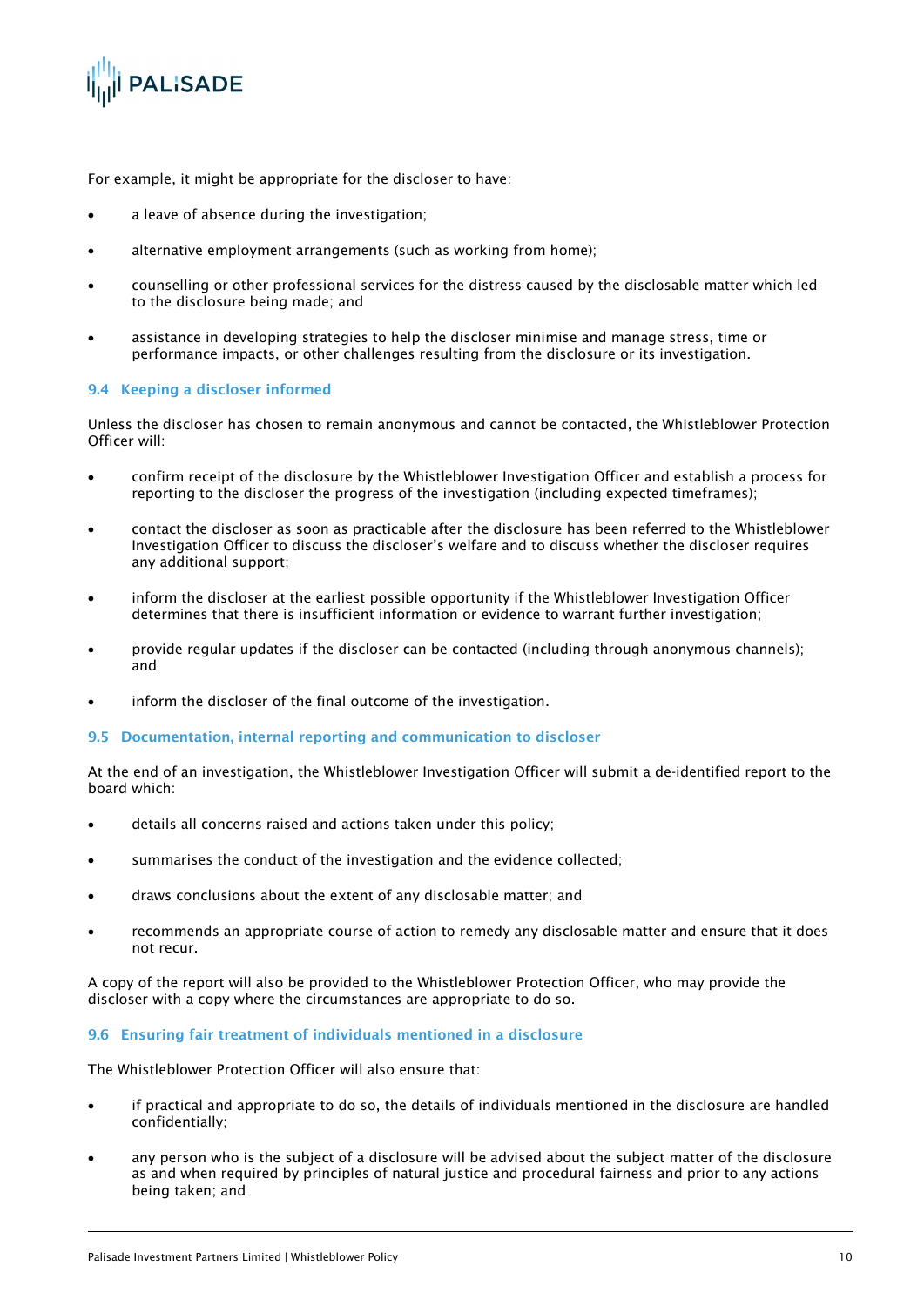For example, it might be appropriate for the discloser to have:

- a leave of absence during the investigation;
- alternative employment arrangements (such as working from home);
- counselling or other professional services for the distress caused by the disclosable matter which led to the disclosure being made; and
- assistance in developing strategies to help the discloser minimise and manage stress, time or performance impacts, or other challenges resulting from the disclosure or its investigation.

### 9.4 Keeping a discloser informed

Unless the discloser has chosen to remain anonymous and cannot be contacted, the Whistleblower Protection Officer will:

- confirm receipt of the disclosure by the Whistleblower Investigation Officer and establish a process for reporting to the discloser the progress of the investigation (including expected timeframes);
- contact the discloser as soon as practicable after the disclosure has been referred to the Whistleblower Investigation Officer to discuss the discloser's welfare and to discuss whether the discloser requires any additional support;
- inform the discloser at the earliest possible opportunity if the Whistleblower Investigation Officer determines that there is insufficient information or evidence to warrant further investigation;
- provide regular updates if the discloser can be contacted (including through anonymous channels); and
- inform the discloser of the final outcome of the investigation.

### 9.5 Documentation, internal reporting and communication to discloser

At the end of an investigation, the Whistleblower Investigation Officer will submit a de-identified report to the board which:

- details all concerns raised and actions taken under this policy;
- summarises the conduct of the investigation and the evidence collected;
- draws conclusions about the extent of any disclosable matter; and
- recommends an appropriate course of action to remedy any disclosable matter and ensure that it does not recur.

A copy of the report will also be provided to the Whistleblower Protection Officer, who may provide the discloser with a copy where the circumstances are appropriate to do so.

### 9.6 Ensuring fair treatment of individuals mentioned in a disclosure

The Whistleblower Protection Officer will also ensure that:

- if practical and appropriate to do so, the details of individuals mentioned in the disclosure are handled confidentially;
- any person who is the subject of a disclosure will be advised about the subject matter of the disclosure as and when required by principles of natural justice and procedural fairness and prior to any actions being taken; and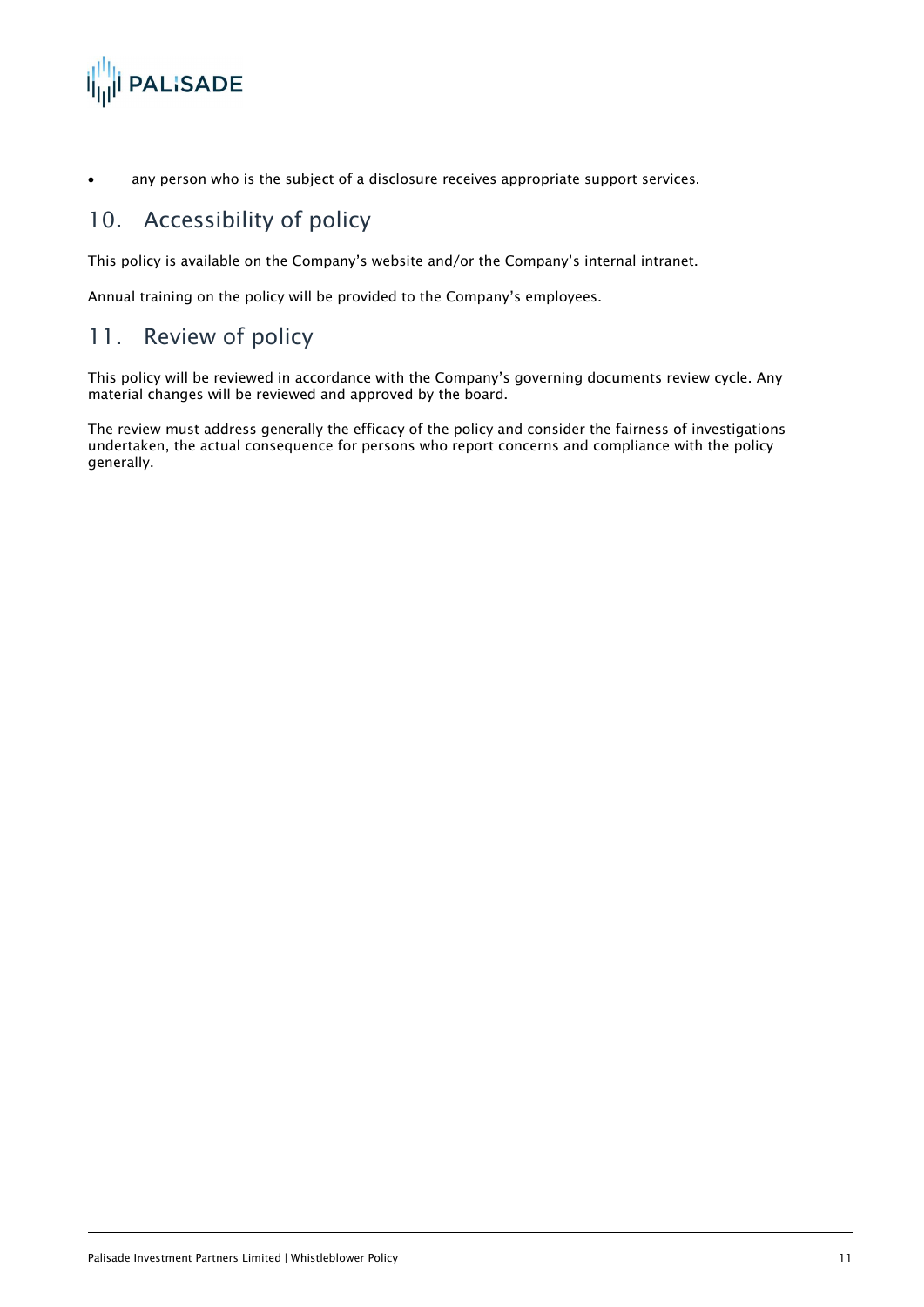- any person who is the subject of a disclosure receives appropriate support services.

## 10. Accessibility of policy

This policy is available on the Company's website and/or the Company's internal intranet.

Annual training on the policy will be provided to the Company's employees.

## 11. Review of policy

This policy will be reviewed in accordance with the Company's governing documents review cycle. Any material changes will be reviewed and approved by the board.

The review must address generally the efficacy of the policy and consider the fairness of investigations undertaken, the actual consequence for persons who report concerns and compliance with the policy generally.